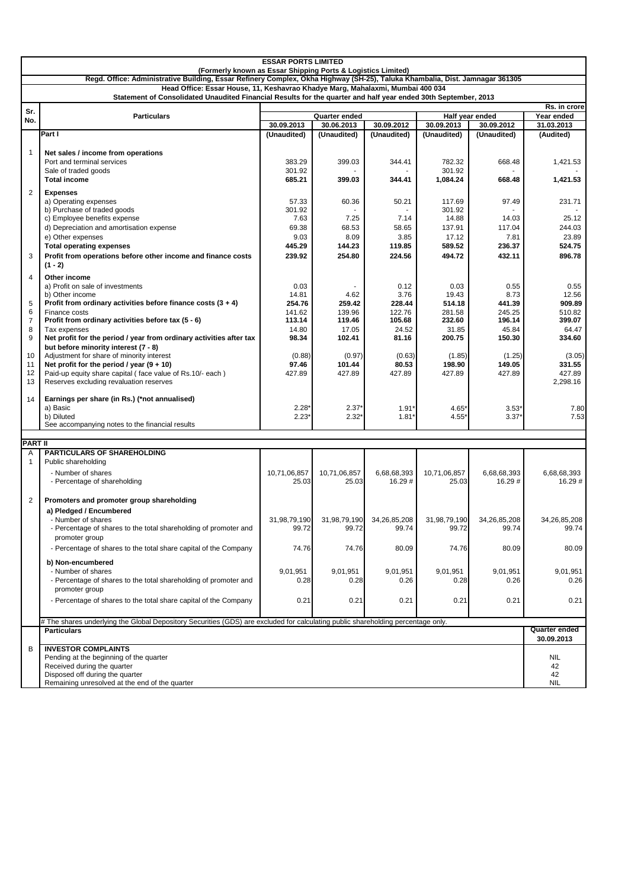# ESSAR PORTS LIMITED

**(Formerly known as Essar Shipping Ports & Logistics Limited)**

**Regd. Office: Administrative Building, Essar Refinery Complex, Okha Highway (SH-25), Taluka Khambalia, Dist. Jamnagar 361305**

**Head Office: Essar House, 11, Keshavrao Khadye Marg, Mahalaxmi, Mumbai 400 034**

**Statement of Consolidated Unaudited Financial Results for the quarter and half year ended 30th September, 2013**

Rs. in crore

| Sr. No. | Particulars | Quarter ended | | | Half year ended | | Year ended |
|---|---|---|---|---|---|---|---|
| | | 30.09.2013 | 30.06.2013 | 30.09.2012 | 30.09.2013 | 30.09.2012 | 31.03.2013 |
| | **Part I** | (Unaudited) | (Unaudited) | (Unaudited) | (Unaudited) | (Unaudited) | (Audited) |
| 1 | **Net sales / income from operations** | | | | | | |
| | Port and terminal services | 383.29 | 399.03 | 344.41 | 782.32 | 668.48 | 1,421.53 |
| | Sale of traded goods | 301.92 | - | - | 301.92 | - | - |
| | **Total income** | **685.21** | **399.03** | **344.41** | **1,084.24** | **668.48** | **1,421.53** |
| 2 | **Expenses** | | | | | | |
| | a) Operating expenses | 57.33 | 60.36 | 50.21 | 117.69 | 97.49 | 231.71 |
| | b) Purchase of traded goods | 301.92 | - | - | 301.92 | - | - |
| | c) Employee benefits expense | 7.63 | 7.25 | 7.14 | 14.88 | 14.03 | 25.12 |
| | d) Depreciation and amortisation expense | 69.38 | 68.53 | 58.65 | 137.91 | 117.04 | 244.03 |
| | e) Other expenses | 9.03 | 8.09 | 3.85 | 17.12 | 7.81 | 23.89 |
| | **Total operating expenses** | **445.29** | **144.23** | **119.85** | **589.52** | **236.37** | **524.75** |
| 3 | **Profit from operations before other income and finance costs (1 - 2)** | **239.92** | **254.80** | **224.56** | **494.72** | **432.11** | **896.78** |
| 4 | **Other income** | | | | | | |
| | a) Profit on sale of investments | 0.03 | - | 0.12 | 0.03 | 0.55 | 0.55 |
| | b) Other income | 14.81 | 4.62 | 3.76 | 19.43 | 8.73 | 12.56 |
| 5 | **Profit from ordinary activities before finance costs (3 + 4)** | **254.76** | **259.42** | **228.44** | **514.18** | **441.39** | **909.89** |
| 6 | Finance costs | 141.62 | 139.96 | 122.76 | 281.58 | 245.25 | 510.82 |
| 7 | **Profit from ordinary activities before tax (5 - 6)** | **113.14** | **119.46** | **105.68** | **232.60** | **196.14** | **399.07** |
| 8 | Tax expenses | 14.80 | 17.05 | 24.52 | 31.85 | 45.84 | 64.47 |
| 9 | **Net profit for the period / year from ordinary activities after tax but before minority interest (7 - 8)** | **98.34** | **102.41** | **81.16** | **200.75** | **150.30** | **334.60** |
| 10 | Adjustment for share of minority interest | (0.88) | (0.97) | (0.63) | (1.85) | (1.25) | (3.05) |
| 11 | **Net profit for the period / year (9 + 10)** | **97.46** | **101.44** | **80.53** | **198.90** | **149.05** | **331.55** |
| 12 | Paid-up equity share capital ( face value of Rs.10/- each ) | 427.89 | 427.89 | 427.89 | 427.89 | 427.89 | 427.89 |
| 13 | Reserves excluding revaluation reserves | | | | | | 2,298.16 |
| 14 | **Earnings per share (in Rs.) (*not annualised)** | | | | | | |
| | a) Basic | 2.28* | 2.37* | 1.91* | 4.65* | 3.53* | 7.80 |
| | b) Diluted | 2.23* | 2.32* | 1.81* | 4.55* | 3.37* | 7.53 |
| | See accompanying notes to the financial results | | | | | | |

**PART II**

| | | | | | | | |
|---|---|---|---|---|---|---|---|
| A | **PARTICULARS OF SHAREHOLDING** | | | | | | |
| 1 | Public shareholding | | | | | | |
| | - Number of shares | 10,71,06,857 | 10,71,06,857 | 6,68,68,393 | 10,71,06,857 | 6,68,68,393 | 6,68,68,393 |
| | - Percentage of shareholding | 25.03 | 25.03 | 16.29 # | 25.03 | 16.29 # | 16.29 # |
| 2 | **Promoters and promoter group shareholding** | | | | | | |
| | **a) Pledged / Encumbered** | | | | | | |
| | - Number of shares | 31,98,79,190 | 31,98,79,190 | 34,26,85,208 | 31,98,79,190 | 34,26,85,208 | 34,26,85,208 |
| | - Percentage of shares to the total shareholding of promoter and promoter group | 99.72 | 99.72 | 99.74 | 99.72 | 99.74 | 99.74 |
| | - Percentage of shares to the total share capital of the Company | 74.76 | 74.76 | 80.09 | 74.76 | 80.09 | 80.09 |
| | **b) Non-encumbered** | | | | | | |
| | - Number of shares | 9,01,951 | 9,01,951 | 9,01,951 | 9,01,951 | 9,01,951 | 9,01,951 |
| | - Percentage of shares to the total shareholding of promoter and promoter group | 0.28 | 0.28 | 0.26 | 0.28 | 0.26 | 0.26 |
| | - Percentage of shares to the total share capital of the Company | 0.21 | 0.21 | 0.21 | 0.21 | 0.21 | 0.21 |

# The shares underlying the Global Depository Securities (GDS) are excluded for calculating public shareholding percentage only.

| | Particulars | Quarter ended 30.09.2013 |
|---|---|---|
| B | **INVESTOR COMPLAINTS** | |
| | Pending at the beginning of the quarter | NIL |
| | Received during the quarter | 42 |
| | Disposed off during the quarter | 42 |
| | Remaining unresolved at the end of the quarter | NIL |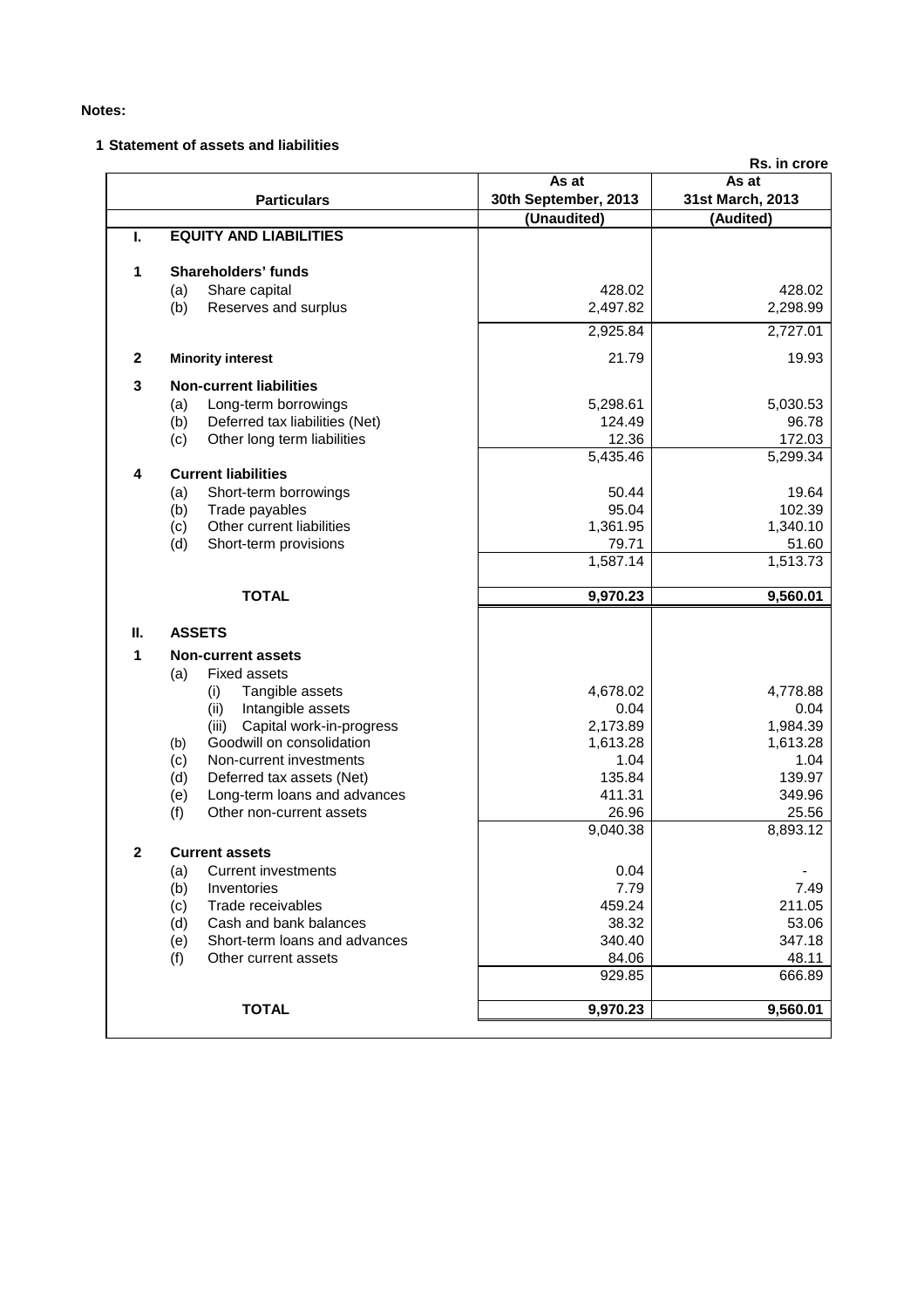**Notes:**

**1 Statement of assets and liabilities**

Rs. in crore

| | | Particulars | As at 30th September, 2013 | As at 31st March, 2013 |
|---|---|---|---|---|
| | | | (Unaudited) | (Audited) |
| **I.** | | **EQUITY AND LIABILITIES** | | |
| **1** | | **Shareholders' funds** | | |
| | (a) | Share capital | 428.02 | 428.02 |
| | (b) | Reserves and surplus | 2,497.82 | 2,298.99 |
| | | | 2,925.84 | 2,727.01 |
| **2** | | **Minority interest** | 21.79 | 19.93 |
| **3** | | **Non-current liabilities** | | |
| | (a) | Long-term borrowings | 5,298.61 | 5,030.53 |
| | (b) | Deferred tax liabilities (Net) | 124.49 | 96.78 |
| | (c) | Other long term liabilities | 12.36 | 172.03 |
| | | | 5,435.46 | 5,299.34 |
| **4** | | **Current liabilities** | | |
| | (a) | Short-term borrowings | 50.44 | 19.64 |
| | (b) | Trade payables | 95.04 | 102.39 |
| | (c) | Other current liabilities | 1,361.95 | 1,340.10 |
| | (d) | Short-term provisions | 79.71 | 51.60 |
| | | | 1,587.14 | 1,513.73 |
| | | **TOTAL** | **9,970.23** | **9,560.01** |
| **II.** | | **ASSETS** | | |
| **1** | | **Non-current assets** | | |
| | (a) | Fixed assets | | |
| | | (i) Tangible assets | 4,678.02 | 4,778.88 |
| | | (ii) Intangible assets | 0.04 | 0.04 |
| | | (iii) Capital work-in-progress | 2,173.89 | 1,984.39 |
| | (b) | Goodwill on consolidation | 1,613.28 | 1,613.28 |
| | (c) | Non-current investments | 1.04 | 1.04 |
| | (d) | Deferred tax assets (Net) | 135.84 | 139.97 |
| | (e) | Long-term loans and advances | 411.31 | 349.96 |
| | (f) | Other non-current assets | 26.96 | 25.56 |
| | | | 9,040.38 | 8,893.12 |
| **2** | | **Current assets** | | |
| | (a) | Current investments | 0.04 | - |
| | (b) | Inventories | 7.79 | 7.49 |
| | (c) | Trade receivables | 459.24 | 211.05 |
| | (d) | Cash and bank balances | 38.32 | 53.06 |
| | (e) | Short-term loans and advances | 340.40 | 347.18 |
| | (f) | Other current assets | 84.06 | 48.11 |
| | | | 929.85 | 666.89 |
| | | **TOTAL** | **9,970.23** | **9,560.01** |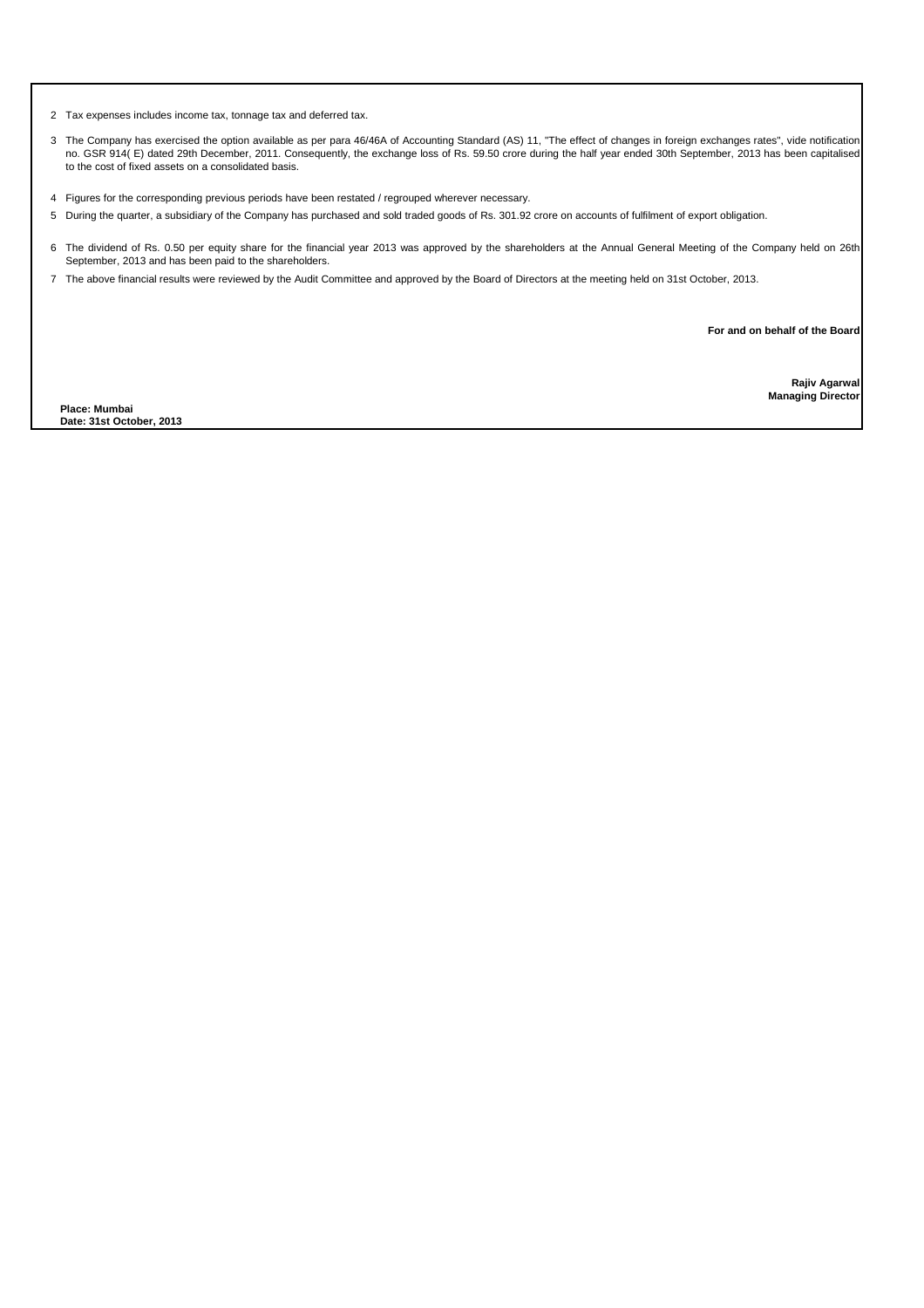2. Tax expenses includes income tax, tonnage tax and deferred tax.

3. The Company has exercised the option available as per para 46/46A of Accounting Standard (AS) 11, "The effect of changes in foreign exchanges rates", vide notification no. GSR 914( E) dated 29th December, 2011. Consequently, the exchange loss of Rs. 59.50 crore during the half year ended 30th September, 2013 has been capitalised to the cost of fixed assets on a consolidated basis.

4. Figures for the corresponding previous periods have been restated / regrouped wherever necessary.

5. During the quarter, a subsidiary of the Company has purchased and sold traded goods of Rs. 301.92 crore on accounts of fulfilment of export obligation.

6. The dividend of Rs. 0.50 per equity share for the financial year 2013 was approved by the shareholders at the Annual General Meeting of the Company held on 26th September, 2013 and has been paid to the shareholders.

7. The above financial results were reviewed by the Audit Committee and approved by the Board of Directors at the meeting held on 31st October, 2013.

**For and on behalf of the Board**

**Rajiv Agarwal**
**Managing Director**

**Place: Mumbai**
**Date: 31st October, 2013**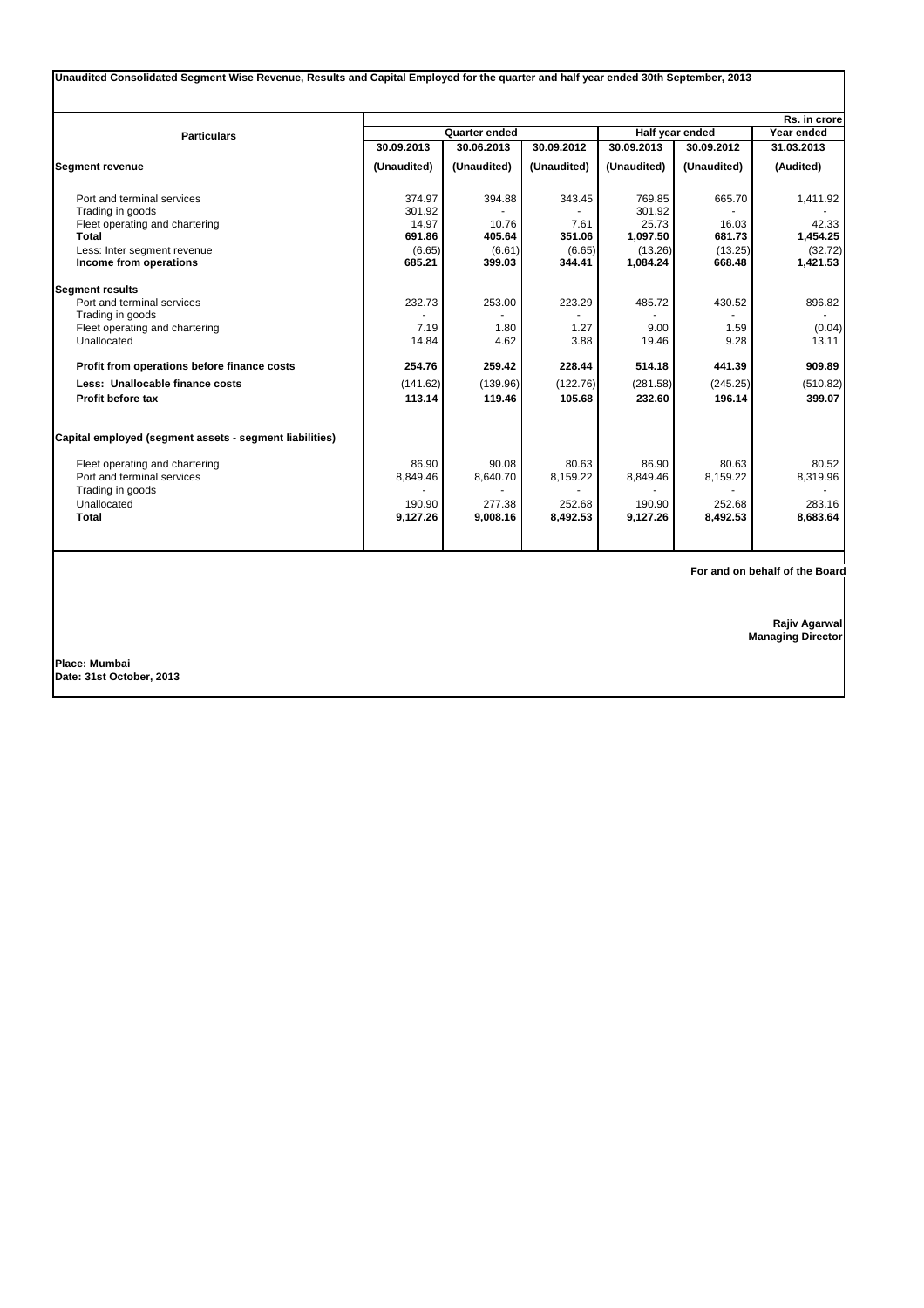**Unaudited Consolidated Segment Wise Revenue, Results and Capital Employed for the quarter and half year ended 30th September, 2013**

Rs. in crore

| Particulars | Quarter ended | | | Half year ended | | Year ended |
|---|---|---|---|---|---|---|
| | 30.09.2013 | 30.06.2013 | 30.09.2012 | 30.09.2013 | 30.09.2012 | 31.03.2013 |
| **Segment revenue** | (Unaudited) | (Unaudited) | (Unaudited) | (Unaudited) | (Unaudited) | (Audited) |
| Port and terminal services | 374.97 | 394.88 | 343.45 | 769.85 | 665.70 | 1,411.92 |
| Trading in goods | 301.92 | - | - | 301.92 | - | - |
| Fleet operating and chartering | 14.97 | 10.76 | 7.61 | 25.73 | 16.03 | 42.33 |
| **Total** | **691.86** | **405.64** | **351.06** | **1,097.50** | **681.73** | **1,454.25** |
| Less: Inter segment revenue | (6.65) | (6.61) | (6.65) | (13.26) | (13.25) | (32.72) |
| **Income from operations** | **685.21** | **399.03** | **344.41** | **1,084.24** | **668.48** | **1,421.53** |
| **Segment results** | | | | | | |
| Port and terminal services | 232.73 | 253.00 | 223.29 | 485.72 | 430.52 | 896.82 |
| Trading in goods | - | - | - | - | - | - |
| Fleet operating and chartering | 7.19 | 1.80 | 1.27 | 9.00 | 1.59 | (0.04) |
| Unallocated | 14.84 | 4.62 | 3.88 | 19.46 | 9.28 | 13.11 |
| **Profit from operations before finance costs** | **254.76** | **259.42** | **228.44** | **514.18** | **441.39** | **909.89** |
| **Less: Unallocable finance costs** | (141.62) | (139.96) | (122.76) | (281.58) | (245.25) | (510.82) |
| **Profit before tax** | **113.14** | **119.46** | **105.68** | **232.60** | **196.14** | **399.07** |
| **Capital employed (segment assets - segment liabilities)** | | | | | | |
| Fleet operating and chartering | 86.90 | 90.08 | 80.63 | 86.90 | 80.63 | 80.52 |
| Port and terminal services | 8,849.46 | 8,640.70 | 8,159.22 | 8,849.46 | 8,159.22 | 8,319.96 |
| Trading in goods | - | - | - | - | - | - |
| Unallocated | 190.90 | 277.38 | 252.68 | 190.90 | 252.68 | 283.16 |
| **Total** | **9,127.26** | **9,008.16** | **8,492.53** | **9,127.26** | **8,492.53** | **8,683.64** |

**For and on behalf of the Board**

**Rajiv Agarwal**
**Managing Director**

**Place: Mumbai**
**Date: 31st October, 2013**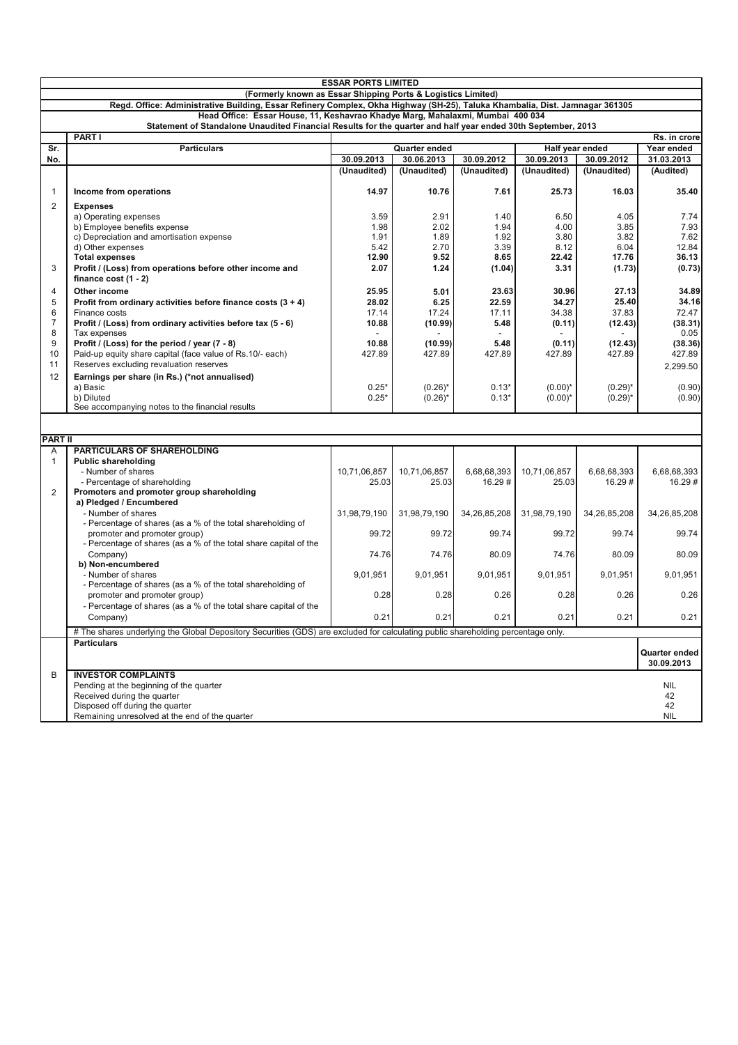# ESSAR PORTS LIMITED

**(Formerly known as Essar Shipping Ports & Logistics Limited)**

**Regd. Office: Administrative Building, Essar Refinery Complex, Okha Highway (SH-25), Taluka Khambalia, Dist. Jamnagar 361305**

**Head Office: Essar House, 11, Keshavrao Khadye Marg, Mahalaxmi, Mumbai 400 034**

**Statement of Standalone Unaudited Financial Results for the quarter and half year ended 30th September, 2013**

**PART I** — Rs. in crore

| Sr. No. | Particulars | Quarter ended | | | Half year ended | | Year ended |
|---|---|---|---|---|---|---|---|
| | | 30.09.2013 | 30.06.2013 | 30.09.2012 | 30.09.2013 | 30.09.2012 | 31.03.2013 |
| | | (Unaudited) | (Unaudited) | (Unaudited) | (Unaudited) | (Unaudited) | (Audited) |
| 1 | **Income from operations** | **14.97** | **10.76** | **7.61** | **25.73** | **16.03** | **35.40** |
| 2 | **Expenses** | | | | | | |
| | a) Operating expenses | 3.59 | 2.91 | 1.40 | 6.50 | 4.05 | 7.74 |
| | b) Employee benefits expense | 1.98 | 2.02 | 1.94 | 4.00 | 3.85 | 7.93 |
| | c) Depreciation and amortisation expense | 1.91 | 1.89 | 1.92 | 3.80 | 3.82 | 7.62 |
| | d) Other expenses | 5.42 | 2.70 | 3.39 | 8.12 | 6.04 | 12.84 |
| | **Total expenses** | **12.90** | **9.52** | **8.65** | **22.42** | **17.76** | **36.13** |
| 3 | **Profit / (Loss) from operations before other income and finance cost (1 - 2)** | **2.07** | **1.24** | **(1.04)** | **3.31** | **(1.73)** | **(0.73)** |
| 4 | **Other income** | **25.95** | **5.01** | **23.63** | **30.96** | **27.13** | **34.89** |
| 5 | **Profit from ordinary activities before finance costs (3 + 4)** | **28.02** | **6.25** | **22.59** | **34.27** | **25.40** | **34.16** |
| 6 | Finance costs | 17.14 | 17.24 | 17.11 | 34.38 | 37.83 | 72.47 |
| 7 | **Profit / (Loss) from ordinary activities before tax (5 - 6)** | **10.88** | **(10.99)** | **5.48** | **(0.11)** | **(12.43)** | **(38.31)** |
| 8 | Tax expenses | - | - | - | - | - | 0.05 |
| 9 | **Profit / (Loss) for the period / year (7 - 8)** | **10.88** | **(10.99)** | **5.48** | **(0.11)** | **(12.43)** | **(38.36)** |
| 10 | Paid-up equity share capital (face value of Rs.10/- each) | 427.89 | 427.89 | 427.89 | 427.89 | 427.89 | 427.89 |
| 11 | Reserves excluding revaluation reserves | | | | | | 2,299.50 |
| 12 | **Earnings per share (in Rs.) (*not annualised)** | | | | | | |
| | a) Basic | 0.25* | (0.26)* | 0.13* | (0.00)* | (0.29)* | (0.90) |
| | b) Diluted | 0.25* | (0.26)* | 0.13* | (0.00)* | (0.29)* | (0.90) |
| | See accompanying notes to the financial results | | | | | | |

**PART II**

| | Particulars | 30.09.2013 | 30.06.2013 | 30.09.2012 | 30.09.2013 | 30.09.2012 | 31.03.2013 |
|---|---|---|---|---|---|---|---|
| A | **PARTICULARS OF SHAREHOLDING** | | | | | | |
| 1 | **Public shareholding** | | | | | | |
| | - Number of shares | 10,71,06,857 | 10,71,06,857 | 6,68,68,393 | 10,71,06,857 | 6,68,68,393 | 6,68,68,393 |
| | - Percentage of shareholding | 25.03 | 25.03 | 16.29 # | 25.03 | 16.29 # | 16.29 # |
| 2 | **Promoters and promoter group shareholding** | | | | | | |
| | **a) Pledged / Encumbered** | | | | | | |
| | - Number of shares | 31,98,79,190 | 31,98,79,190 | 34,26,85,208 | 31,98,79,190 | 34,26,85,208 | 34,26,85,208 |
| | - Percentage of shares (as a % of the total shareholding of promoter and promoter group) | 99.72 | 99.72 | 99.74 | 99.72 | 99.74 | 99.74 |
| | - Percentage of shares (as a % of the total share capital of the Company) | 74.76 | 74.76 | 80.09 | 74.76 | 80.09 | 80.09 |
| | **b) Non-encumbered** | | | | | | |
| | - Number of shares | 9,01,951 | 9,01,951 | 9,01,951 | 9,01,951 | 9,01,951 | 9,01,951 |
| | - Percentage of shares (as a % of the total shareholding of promoter and promoter group) | 0.28 | 0.28 | 0.26 | 0.28 | 0.26 | 0.26 |
| | - Percentage of shares (as a % of the total share capital of the Company) | 0.21 | 0.21 | 0.21 | 0.21 | 0.21 | 0.21 |

# The shares underlying the Global Depository Securities (GDS) are excluded for calculating public shareholding percentage only.

| | Particulars | Quarter ended 30.09.2013 |
|---|---|---|
| B | **INVESTOR COMPLAINTS** | |
| | Pending at the beginning of the quarter | NIL |
| | Received during the quarter | 42 |
| | Disposed off during the quarter | 42 |
| | Remaining unresolved at the end of the quarter | NIL |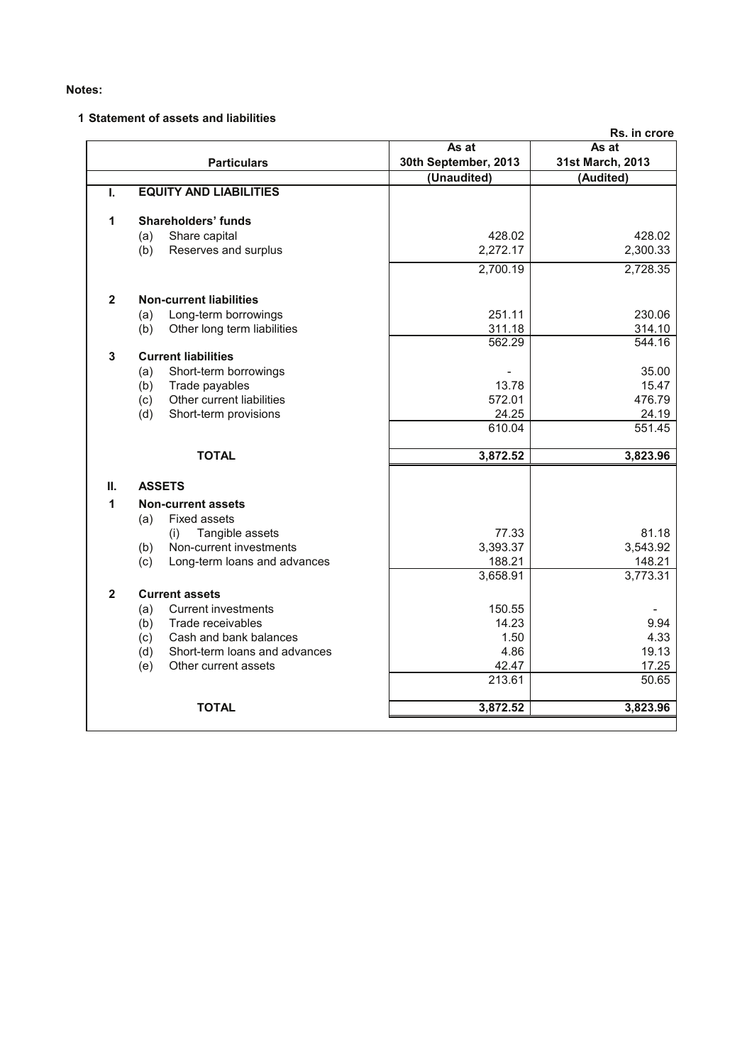**Notes:**

**1 Statement of assets and liabilities**

Rs. in crore

| | Particulars | As at 30th September, 2013 | As at 31st March, 2013 |
|---|---|---|---|
| | | (Unaudited) | (Audited) |
| **I.** | **EQUITY AND LIABILITIES** | | |
| **1** | **Shareholders' funds** | | |
| | (a) Share capital | 428.02 | 428.02 |
| | (b) Reserves and surplus | 2,272.17 | 2,300.33 |
| | | 2,700.19 | 2,728.35 |
| **2** | **Non-current liabilities** | | |
| | (a) Long-term borrowings | 251.11 | 230.06 |
| | (b) Other long term liabilities | 311.18 | 314.10 |
| | | 562.29 | 544.16 |
| **3** | **Current liabilities** | | |
| | (a) Short-term borrowings | - | 35.00 |
| | (b) Trade payables | 13.78 | 15.47 |
| | (c) Other current liabilities | 572.01 | 476.79 |
| | (d) Short-term provisions | 24.25 | 24.19 |
| | | 610.04 | 551.45 |
| | **TOTAL** | **3,872.52** | **3,823.96** |
| **II.** | **ASSETS** | | |
| **1** | **Non-current assets** | | |
| | (a) Fixed assets | | |
| | (i) Tangible assets | 77.33 | 81.18 |
| | (b) Non-current investments | 3,393.37 | 3,543.92 |
| | (c) Long-term loans and advances | 188.21 | 148.21 |
| | | 3,658.91 | 3,773.31 |
| **2** | **Current assets** | | |
| | (a) Current investments | 150.55 | - |
| | (b) Trade receivables | 14.23 | 9.94 |
| | (c) Cash and bank balances | 1.50 | 4.33 |
| | (d) Short-term loans and advances | 4.86 | 19.13 |
| | (e) Other current assets | 42.47 | 17.25 |
| | | 213.61 | 50.65 |
| | **TOTAL** | **3,872.52** | **3,823.96** |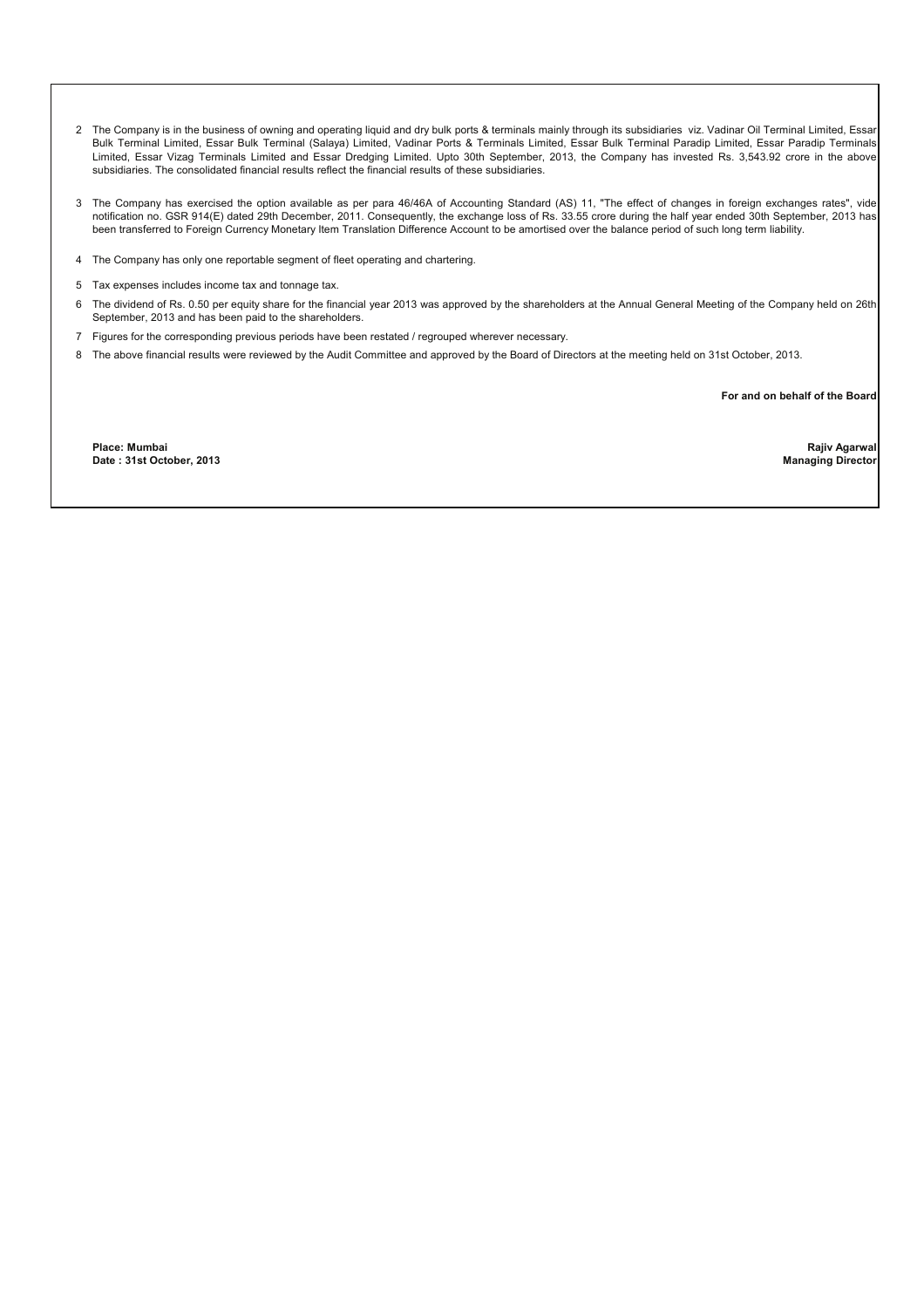2 The Company is in the business of owning and operating liquid and dry bulk ports & terminals mainly through its subsidiaries viz. Vadinar Oil Terminal Limited, Essar Bulk Terminal Limited, Essar Bulk Terminal (Salaya) Limited, Vadinar Ports & Terminals Limited, Essar Bulk Terminal Paradip Limited, Essar Paradip Terminals Limited, Essar Vizag Terminals Limited and Essar Dredging Limited. Upto 30th September, 2013, the Company has invested Rs. 3,543.92 crore in the above subsidiaries. The consolidated financial results reflect the financial results of these subsidiaries.

3 The Company has exercised the option available as per para 46/46A of Accounting Standard (AS) 11, "The effect of changes in foreign exchanges rates", vide notification no. GSR 914(E) dated 29th December, 2011. Consequently, the exchange loss of Rs. 33.55 crore during the half year ended 30th September, 2013 has been transferred to Foreign Currency Monetary Item Translation Difference Account to be amortised over the balance period of such long term liability.

4 The Company has only one reportable segment of fleet operating and chartering.

5 Tax expenses includes income tax and tonnage tax.

6 The dividend of Rs. 0.50 per equity share for the financial year 2013 was approved by the shareholders at the Annual General Meeting of the Company held on 26th September, 2013 and has been paid to the shareholders.

7 Figures for the corresponding previous periods have been restated / regrouped wherever necessary.

8 The above financial results were reviewed by the Audit Committee and approved by the Board of Directors at the meeting held on 31st October, 2013.

**For and on behalf of the Board**

**Place: Mumbai**
**Date : 31st October, 2013**

**Rajiv Agarwal**
**Managing Director**